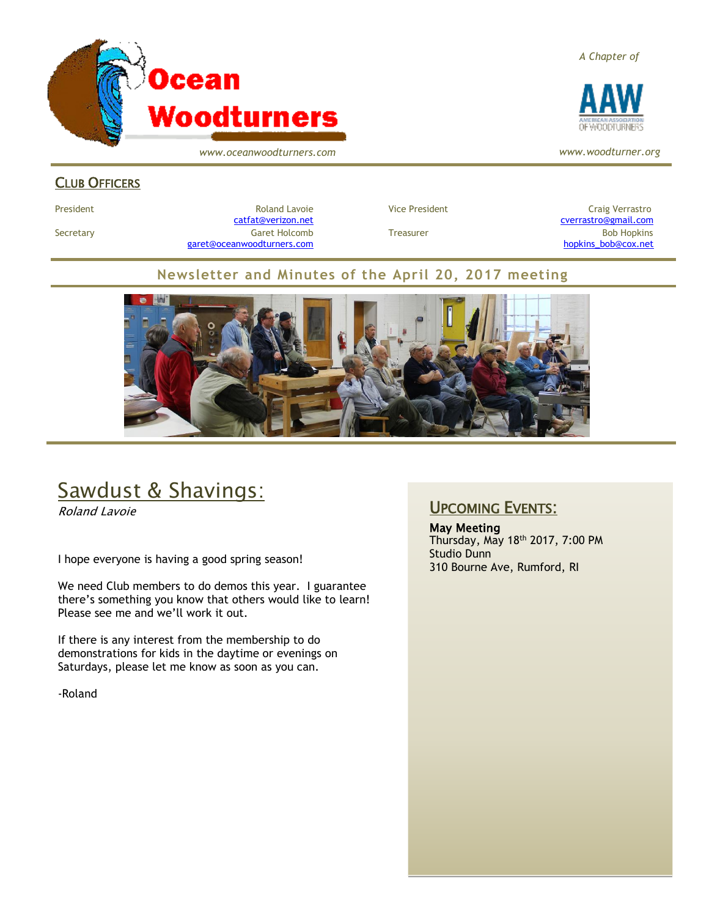# Ocean Woodturners

www.oceanwoodturners.com

*A Chapter of*

AAW — American Association of Woodturners

www.woodturner.org

## Club Officers

| | | | |
|---|---|---|---|
| President | Roland Lavoie catfat@verizon.net | Vice President | Craig Verrastro cverrastro@gmail.com |
| Secretary | Garet Holcomb garet@oceanwoodturners.com | Treasurer | Bob Hopkins hopkins_bob@cox.net |

## Newsletter and Minutes of the April 20, 2017 meeting

## Sawdust & Shavings:

*Roland Lavoie*

I hope everyone is having a good spring season!

We need Club members to do demos this year. I guarantee there's something you know that others would like to learn! Please see me and we'll work it out.

If there is any interest from the membership to do demonstrations for kids in the daytime or evenings on Saturdays, please let me know as soon as you can.

-Roland

## Upcoming Events:

**May Meeting**
Thursday, May 18th 2017, 7:00 PM
Studio Dunn
310 Bourne Ave, Rumford, RI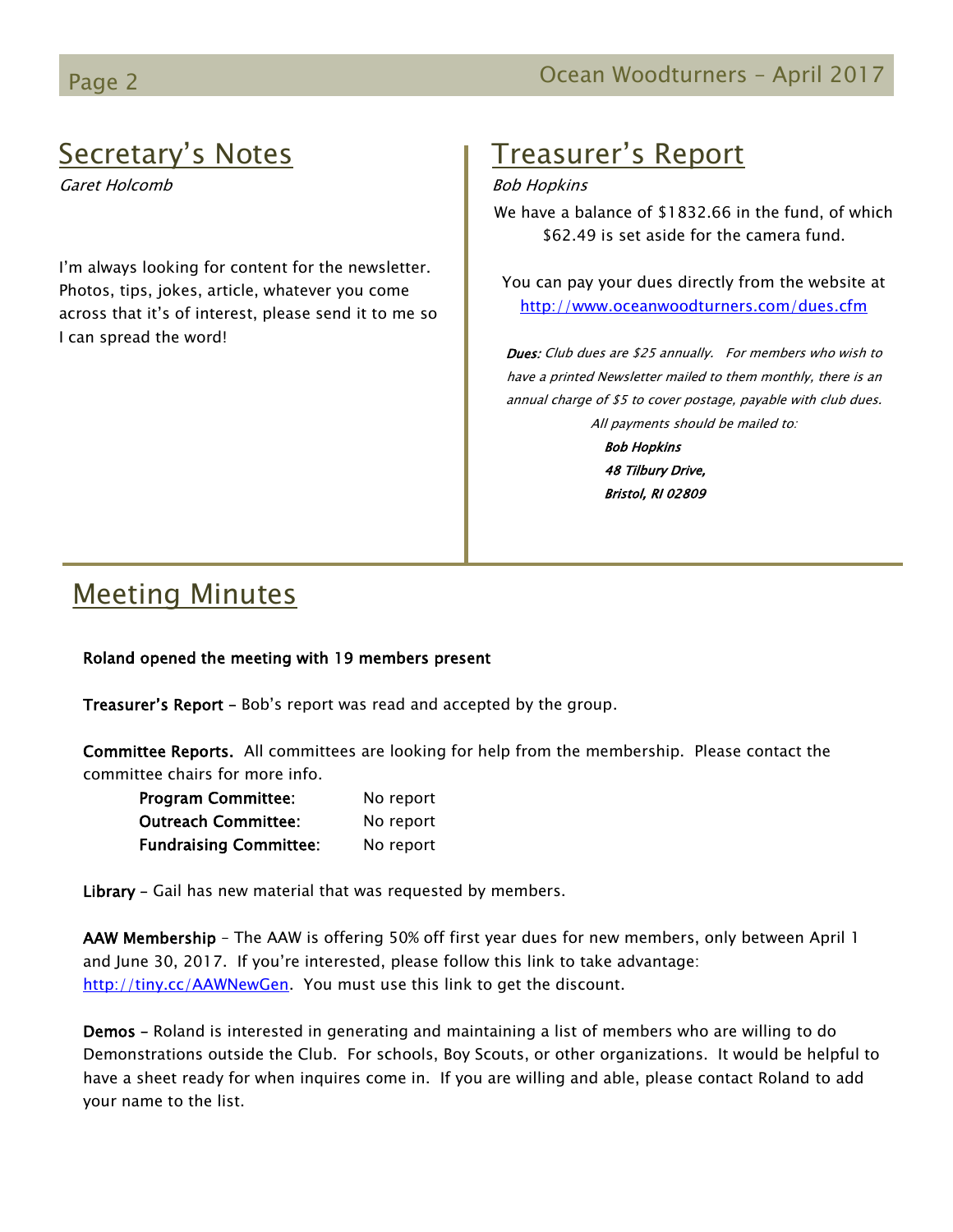## Secretary's Notes

*Garet Holcomb*

I'm always looking for content for the newsletter. Photos, tips, jokes, article, whatever you come across that it's of interest, please send it to me so I can spread the word!

## Treasurer's Report

*Bob Hopkins*

We have a balance of $1832.66 in the fund, of which $62.49 is set aside for the camera fund.

You can pay your dues directly from the website at http://www.oceanwoodturners.com/dues.cfm

***Dues:*** *Club dues are $25 annually. For members who wish to have a printed Newsletter mailed to them monthly, there is an annual charge of $5 to cover postage, payable with club dues. All payments should be mailed to:*

***Bob Hopkins***
***48 Tilbury Drive,***
***Bristol, RI 02809***

## Meeting Minutes

**Roland opened the meeting with 19 members present**

**Treasurer's Report** – Bob's report was read and accepted by the group.

**Committee Reports.** All committees are looking for help from the membership. Please contact the committee chairs for more info.

| | |
|---|---|
| **Program Committee**: | No report |
| **Outreach Committee**: | No report |
| **Fundraising Committee**: | No report |

**Library** – Gail has new material that was requested by members.

**AAW Membership** – The AAW is offering 50% off first year dues for new members, only between April 1 and June 30, 2017. If you're interested, please follow this link to take advantage: http://tiny.cc/AAWNewGen. You must use this link to get the discount.

**Demos** – Roland is interested in generating and maintaining a list of members who are willing to do Demonstrations outside the Club. For schools, Boy Scouts, or other organizations. It would be helpful to have a sheet ready for when inquires come in. If you are willing and able, please contact Roland to add your name to the list.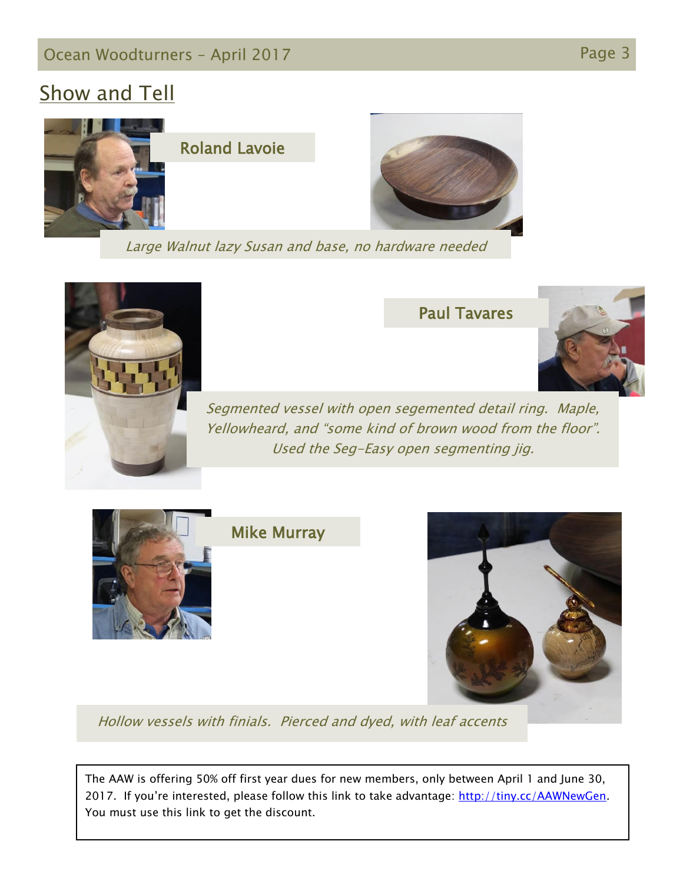## Show and Tell

### Roland Lavoie

*Large Walnut lazy Susan and base, no hardware needed*

### Paul Tavares

*Segmented vessel with open segemented detail ring. Maple, Yellowheard, and "some kind of brown wood from the floor". Used the Seg-Easy open segmenting jig.*

### Mike Murray

*Hollow vessels with finials. Pierced and dyed, with leaf accents*

The AAW is offering 50% off first year dues for new members, only between April 1 and June 30, 2017. If you're interested, please follow this link to take advantage: [http://tiny.cc/AAWNewGen](http://tiny.cc/AAWNewGen). You must use this link to get the discount.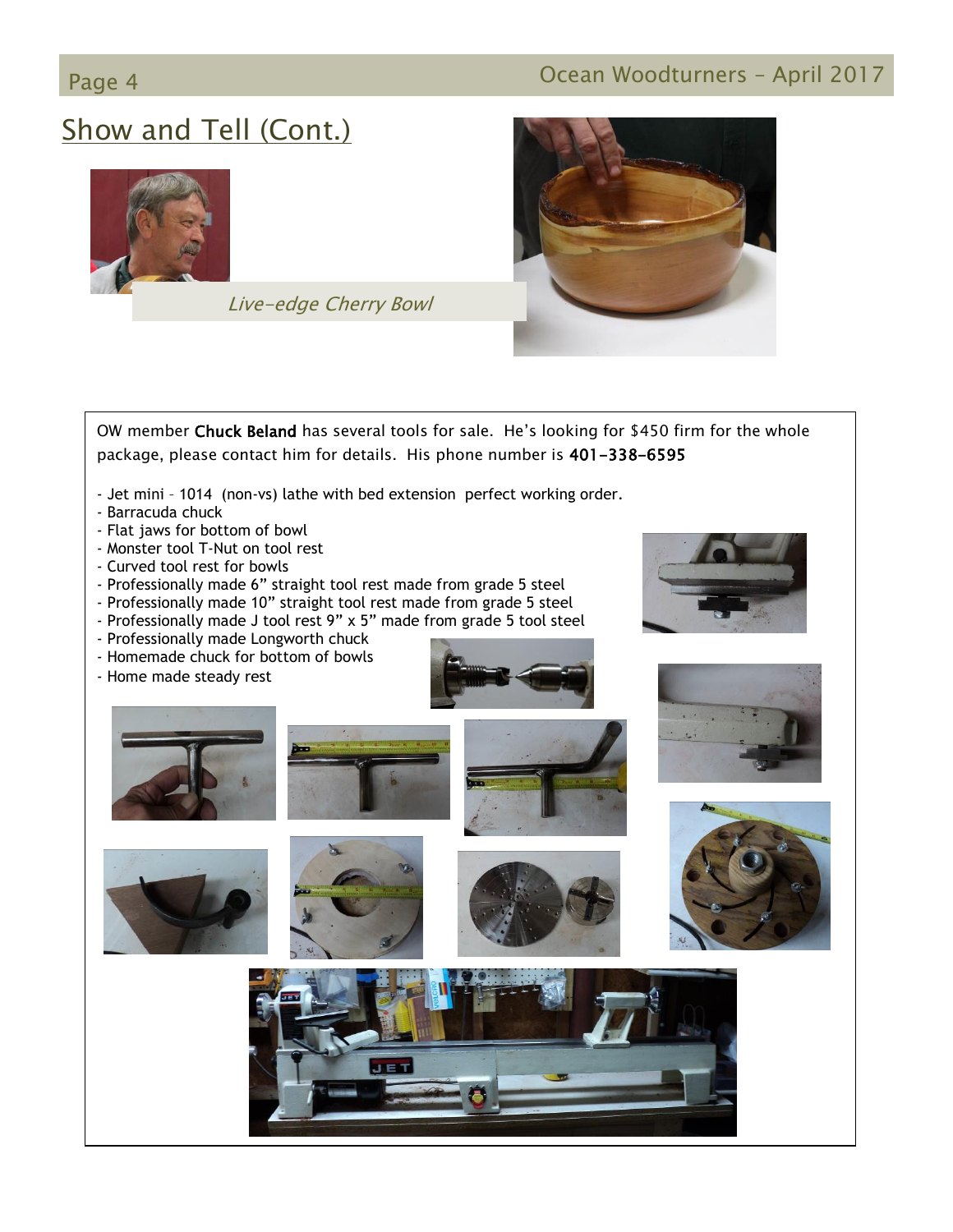## Show and Tell (Cont.)

*Live-edge Cherry Bowl*

OW member **Chuck Beland** has several tools for sale. He's looking for $450 firm for the whole package, please contact him for details. His phone number is **401-338-6595**

- Jet mini – 1014 (non-vs) lathe with bed extension perfect working order.
- Barracuda chuck
- Flat jaws for bottom of bowl
- Monster tool T-Nut on tool rest
- Curved tool rest for bowls
- Professionally made 6" straight tool rest made from grade 5 steel
- Professionally made 10" straight tool rest made from grade 5 steel
- Professionally made J tool rest 9" x 5" made from grade 5 tool steel
- Professionally made Longworth chuck
- Homemade chuck for bottom of bowls
- Home made steady rest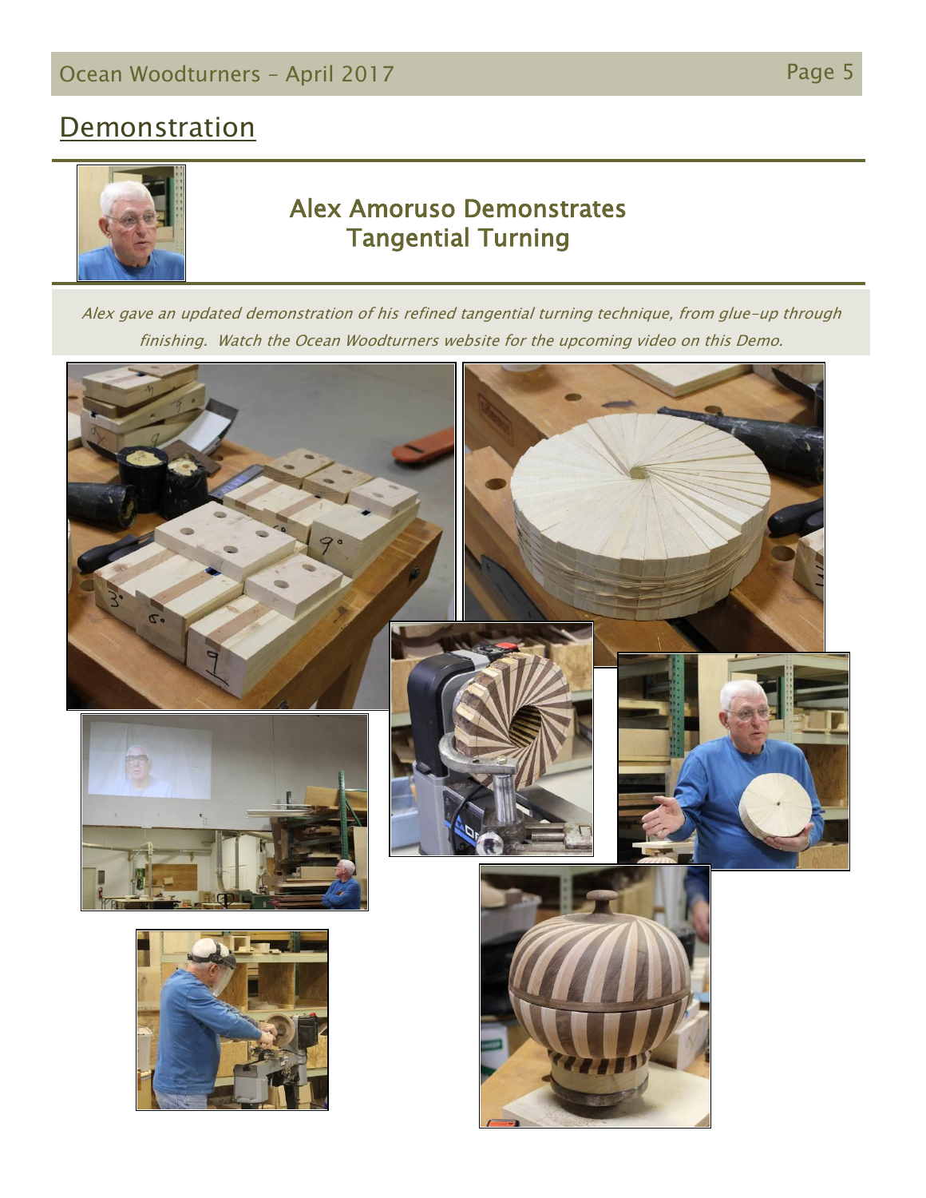## Demonstration

### Alex Amoruso Demonstrates Tangential Turning

*Alex gave an updated demonstration of his refined tangential turning technique, from glue-up through finishing. Watch the Ocean Woodturners website for the upcoming video on this Demo.*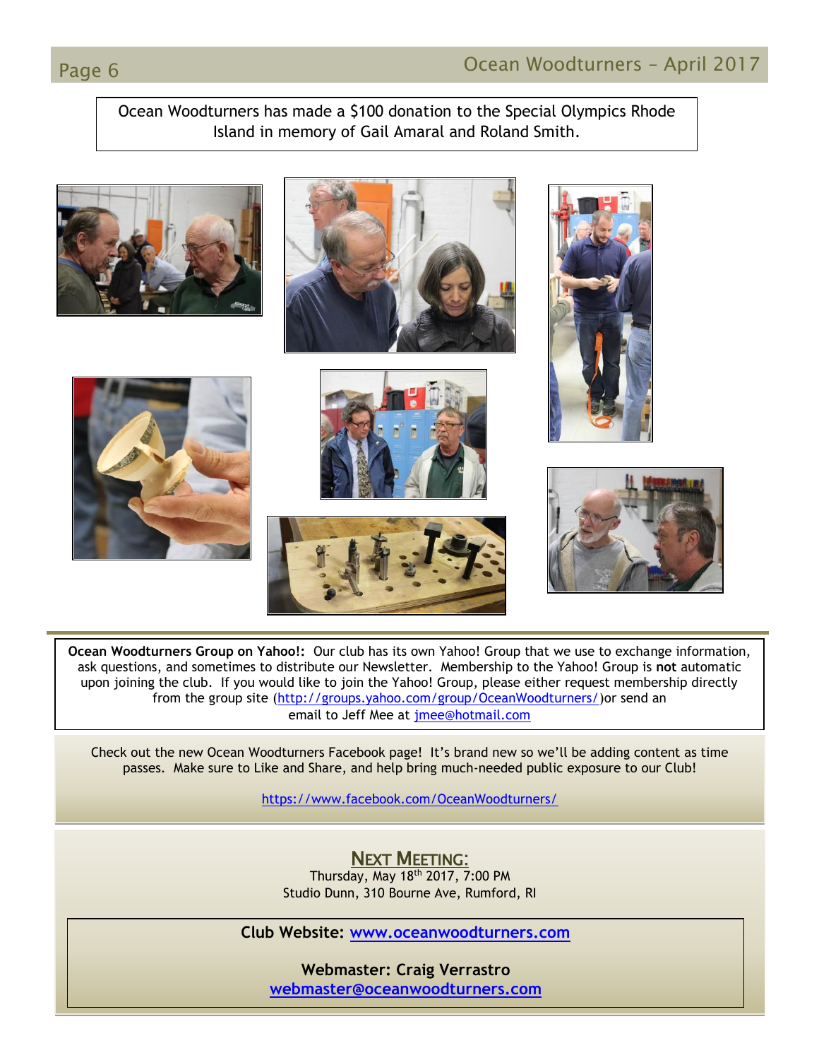Ocean Woodturners has made a $100 donation to the Special Olympics Rhode Island in memory of Gail Amaral and Roland Smith.

**Ocean Woodturners Group on Yahoo!:** Our club has its own Yahoo! Group that we use to exchange information, ask questions, and sometimes to distribute our Newsletter. Membership to the Yahoo! Group is **not** automatic upon joining the club. If you would like to join the Yahoo! Group, please either request membership directly from the group site (http://groups.yahoo.com/group/OceanWoodturners/)or send an email to Jeff Mee at jmee@hotmail.com

Check out the new Ocean Woodturners Facebook page! It's brand new so we'll be adding content as time passes. Make sure to Like and Share, and help bring much-needed public exposure to our Club!

https://www.facebook.com/OceanWoodturners/

## NEXT MEETING:

Thursday, May 18th 2017, 7:00 PM
Studio Dunn, 310 Bourne Ave, Rumford, RI

**Club Website: www.oceanwoodturners.com**

**Webmaster: Craig Verrastro**
**webmaster@oceanwoodturners.com**